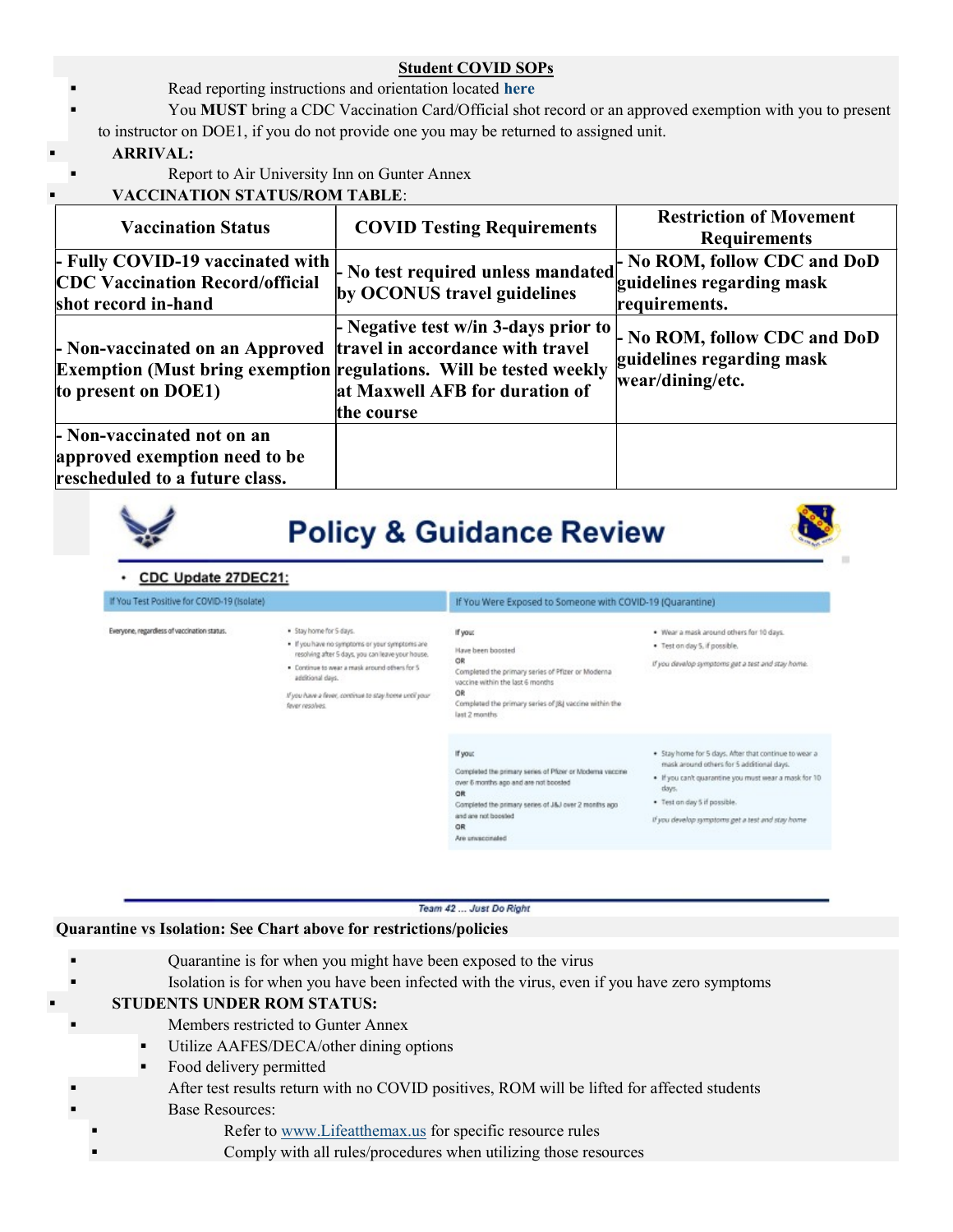## Student COVID SOPs

- Read reporting instructions and orientation located **here**
- You **MUST** bring a CDC Vaccination Card/Official shot record or an approved exemption with you to present to instructor on DOE1, if you do not provide one you may be returned to assigned unit.

- **ARRIVAL:**
  - Report to Air University Inn on Gunter Annex
- **VACCINATION STATUS/ROM TABLE**:

| Vaccination Status | COVID Testing Requirements | Restriction of Movement Requirements |
|---|---|---|
| **- Fully COVID-19 vaccinated with CDC Vaccination Record/official shot record in-hand** | **- No test required unless mandated by OCONUS travel guidelines** | **- No ROM, follow CDC and DoD guidelines regarding mask requirements.** |
| **- Non-vaccinated on an Approved Exemption (Must bring exemption to present on DOE1)** | **- Negative test w/in 3-days prior to travel in accordance with travel regulations. Will be tested weekly at Maxwell AFB for duration of the course** | **- No ROM, follow CDC and DoD guidelines regarding mask wear/dining/etc.** |
| **- Non-vaccinated not on an approved exemption need to be rescheduled to a future class.** | | |

## Policy & Guidance Review

- **CDC Update 27DEC21:**

| If You Test Positive for COVID-19 (Isolate) | |
|---|---|
| Everyone, regardless of vaccination status. | • Stay home for 5 days.<br>• If you have no symptoms or your symptoms are resolving after 5 days, you can leave your house.<br>• Continue to wear a mask around others for 5 additional days.<br>*If you have a fever, continue to stay home until your fever resolves.* |

| If You Were Exposed to Someone with COVID-19 (Quarantine) | |
|---|---|
| If you:<br>Have been boosted<br>OR<br>Completed the primary series of Pfizer or Moderna vaccine within the last 6 months<br>OR<br>Completed the primary series of J&J vaccine within the last 2 months | • Wear a mask around others for 10 days.<br>• Test on day 5, if possible.<br>*If you develop symptoms get a test and stay home.* |
| If you:<br>Completed the primary series of Pfizer or Moderna vaccine over 6 months ago and are not boosted<br>OR<br>Completed the primary series of J&J over 2 months ago and are not boosted<br>OR<br>Are unvaccinated | • Stay home for 5 days. After that continue to wear a mask around others for 5 additional days.<br>• If you can't quarantine you must wear a mask for 10 days.<br>• Test on day 5 if possible.<br>*If you develop symptoms get a test and stay home* |

*Team 42 ... Just Do Right*

**Quarantine vs Isolation: See Chart above for restrictions/policies**

- Quarantine is for when you might have been exposed to the virus
- Isolation is for when you have been infected with the virus, even if you have zero symptoms

- **STUDENTS UNDER ROM STATUS:**
  - Members restricted to Gunter Annex
    - Utilize AAFES/DECA/other dining options
    - Food delivery permitted
  - After test results return with no COVID positives, ROM will be lifted for affected students
  - Base Resources:
    - Refer to www.Lifeatthemax.us for specific resource rules
    - Comply with all rules/procedures when utilizing those resources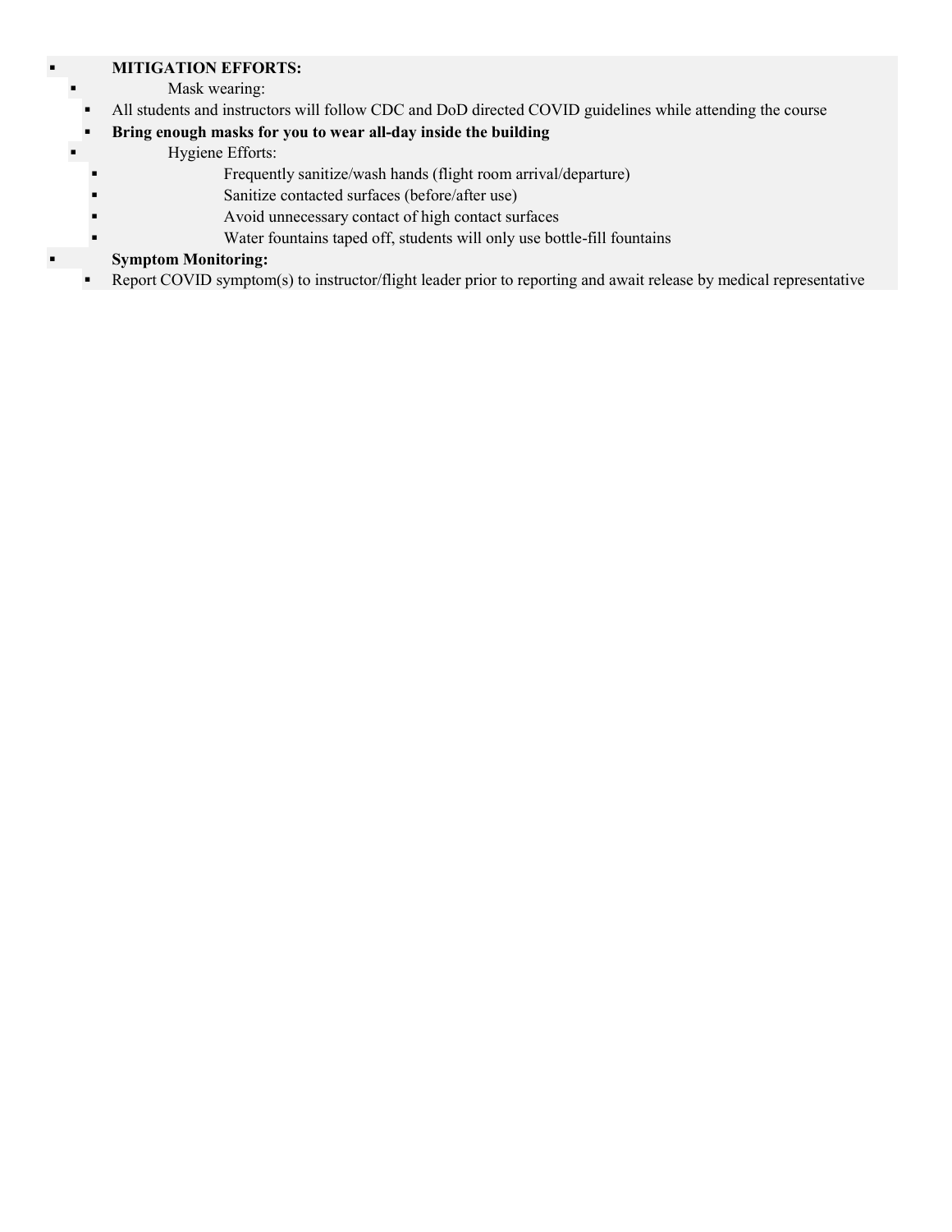- **MITIGATION EFFORTS:**
  - Mask wearing:
    - All students and instructors will follow CDC and DoD directed COVID guidelines while attending the course
    - **Bring enough masks for you to wear all-day inside the building**
  - Hygiene Efforts:
    - Frequently sanitize/wash hands (flight room arrival/departure)
    - Sanitize contacted surfaces (before/after use)
    - Avoid unnecessary contact of high contact surfaces
    - Water fountains taped off, students will only use bottle-fill fountains
- **Symptom Monitoring:**
  - Report COVID symptom(s) to instructor/flight leader prior to reporting and await release by medical representative